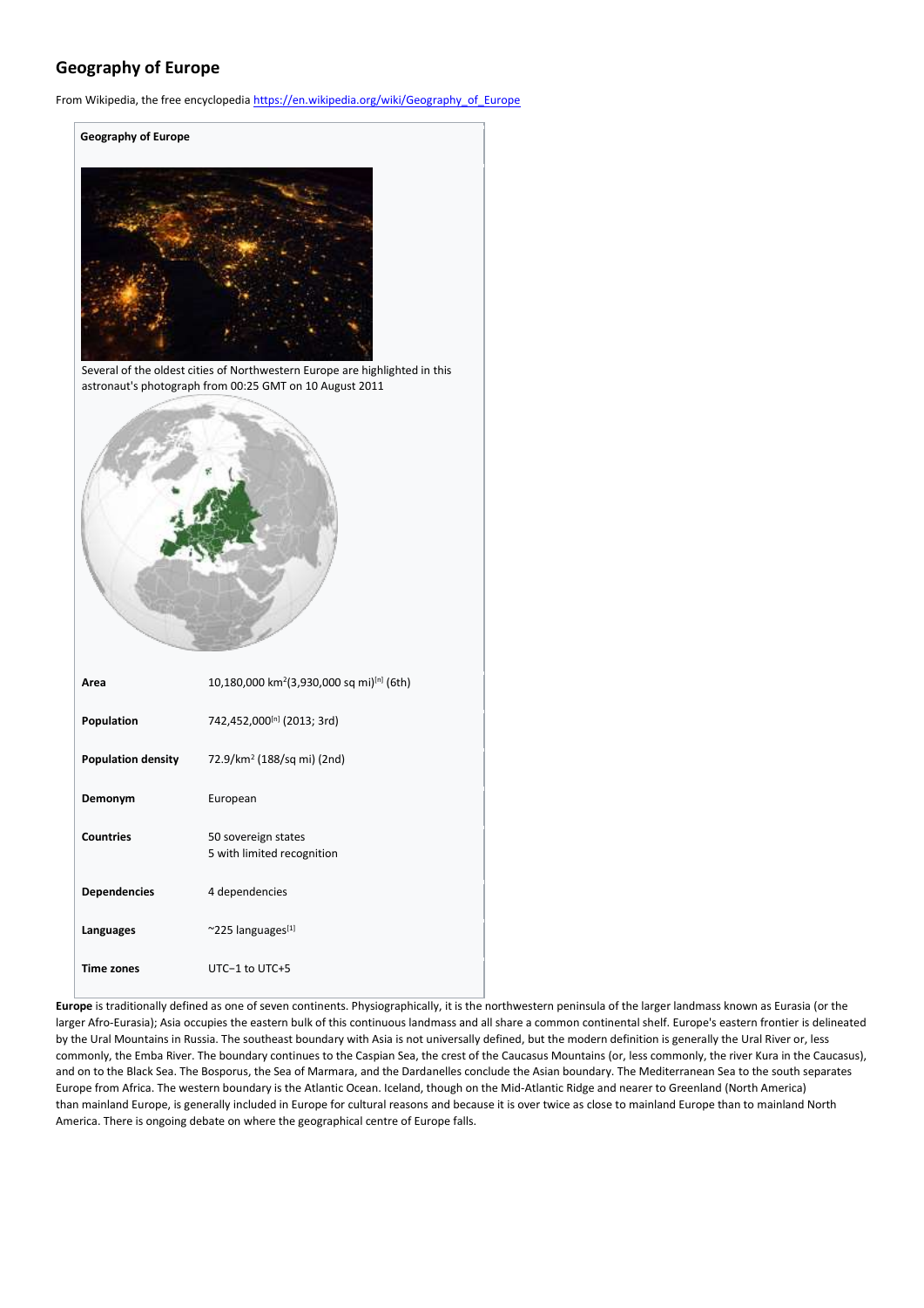# Geography of Europe

From Wikipedia, the free encyclopedia https://en.wikipedia.org/wiki/Geography_of_Europe

**Geography of Europe**

Several of the oldest cities of Northwestern Europe are highlighted in this astronaut's photograph from 00:25 GMT on 10 August 2011

| | |
|---|---|
| **Area** | 10,180,000 km$^2$(3,930,000 sq mi)[n] (6th) |
| **Population** | 742,452,000[n] (2013; 3rd) |
| **Population density** | 72.9/km$^2$ (188/sq mi) (2nd) |
| **Demonym** | European |
| **Countries** | 50 sovereign states<br>5 with limited recognition |
| **Dependencies** | 4 dependencies |
| **Languages** | ~225 languages[1] |
| **Time zones** | UTC−1 to UTC+5 |

**Europe** is traditionally defined as one of seven continents. Physiographically, it is the northwestern peninsula of the larger landmass known as Eurasia (or the larger Afro-Eurasia); Asia occupies the eastern bulk of this continuous landmass and all share a common continental shelf. Europe's eastern frontier is delineated by the Ural Mountains in Russia. The southeast boundary with Asia is not universally defined, but the modern definition is generally the Ural River or, less commonly, the Emba River. The boundary continues to the Caspian Sea, the crest of the Caucasus Mountains (or, less commonly, the river Kura in the Caucasus), and on to the Black Sea. The Bosporus, the Sea of Marmara, and the Dardanelles conclude the Asian boundary. The Mediterranean Sea to the south separates Europe from Africa. The western boundary is the Atlantic Ocean. Iceland, though on the Mid-Atlantic Ridge and nearer to Greenland (North America) than mainland Europe, is generally included in Europe for cultural reasons and because it is over twice as close to mainland Europe than to mainland North America. There is ongoing debate on where the geographical centre of Europe falls.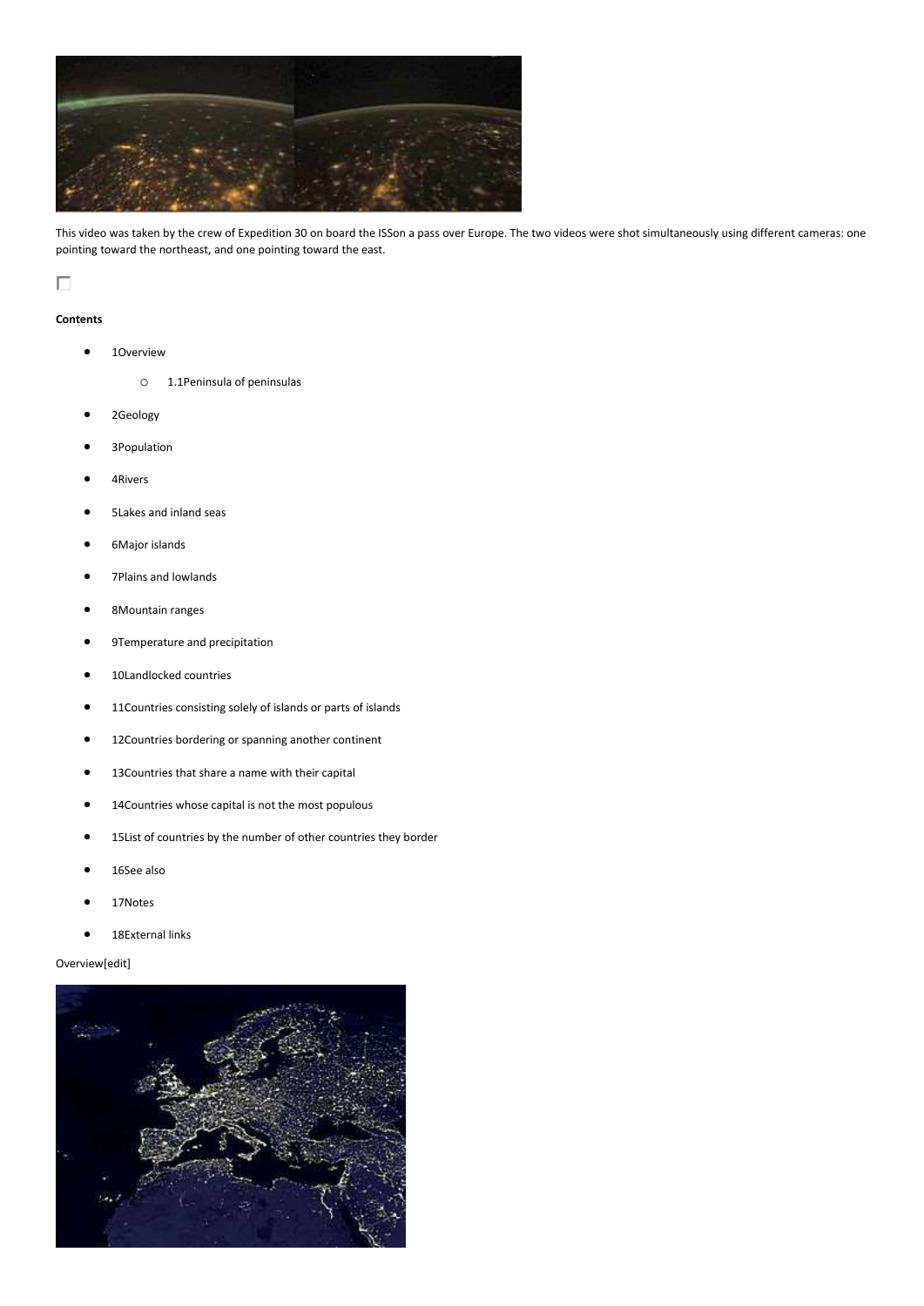This video was taken by the crew of Expedition 30 on board the ISSon a pass over Europe. The two videos were shot simultaneously using different cameras: one pointing toward the northeast, and one pointing toward the east.

**Contents**

- 1Overview
    - 1.1Peninsula of peninsulas
- 2Geology
- 3Population
- 4Rivers
- 5Lakes and inland seas
- 6Major islands
- 7Plains and lowlands
- 8Mountain ranges
- 9Temperature and precipitation
- 10Landlocked countries
- 11Countries consisting solely of islands or parts of islands
- 12Countries bordering or spanning another continent
- 13Countries that share a name with their capital
- 14Countries whose capital is not the most populous
- 15List of countries by the number of other countries they border
- 16See also
- 17Notes
- 18External links

Overview[edit]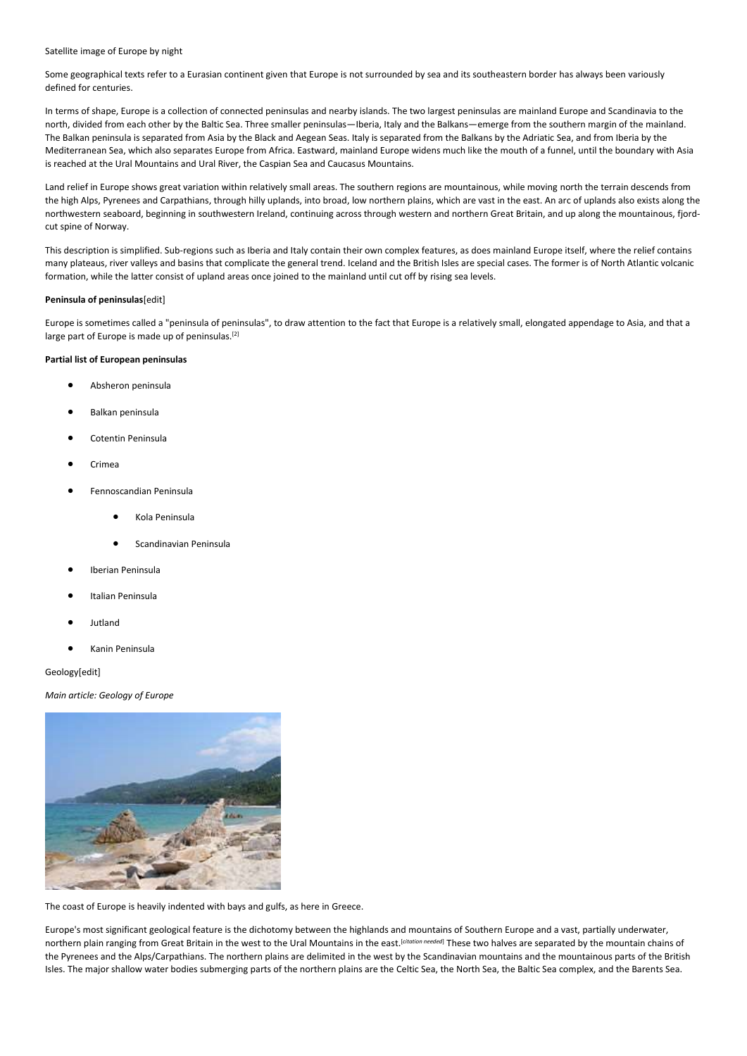Satellite image of Europe by night

Some geographical texts refer to a Eurasian continent given that Europe is not surrounded by sea and its southeastern border has always been variously defined for centuries.

In terms of shape, Europe is a collection of connected peninsulas and nearby islands. The two largest peninsulas are mainland Europe and Scandinavia to the north, divided from each other by the Baltic Sea. Three smaller peninsulas—Iberia, Italy and the Balkans—emerge from the southern margin of the mainland. The Balkan peninsula is separated from Asia by the Black and Aegean Seas. Italy is separated from the Balkans by the Adriatic Sea, and from Iberia by the Mediterranean Sea, which also separates Europe from Africa. Eastward, mainland Europe widens much like the mouth of a funnel, until the boundary with Asia is reached at the Ural Mountains and Ural River, the Caspian Sea and Caucasus Mountains.

Land relief in Europe shows great variation within relatively small areas. The southern regions are mountainous, while moving north the terrain descends from the high Alps, Pyrenees and Carpathians, through hilly uplands, into broad, low northern plains, which are vast in the east. An arc of uplands also exists along the northwestern seaboard, beginning in southwestern Ireland, continuing across through western and northern Great Britain, and up along the mountainous, fjord-cut spine of Norway.

This description is simplified. Sub-regions such as Iberia and Italy contain their own complex features, as does mainland Europe itself, where the relief contains many plateaus, river valleys and basins that complicate the general trend. Iceland and the British Isles are special cases. The former is of North Atlantic volcanic formation, while the latter consist of upland areas once joined to the mainland until cut off by rising sea levels.

### Peninsula of peninsulas[edit]

Europe is sometimes called a "peninsula of peninsulas", to draw attention to the fact that Europe is a relatively small, elongated appendage to Asia, and that a large part of Europe is made up of peninsulas.[2]

**Partial list of European peninsulas**

- Absheron peninsula
- Balkan peninsula
- Cotentin Peninsula
- Crimea
- Fennoscandian Peninsula
  - Kola Peninsula
  - Scandinavian Peninsula
- Iberian Peninsula
- Italian Peninsula
- Jutland
- Kanin Peninsula

## Geology[edit]

*Main article: Geology of Europe*

The coast of Europe is heavily indented with bays and gulfs, as here in Greece.

Europe's most significant geological feature is the dichotomy between the highlands and mountains of Southern Europe and a vast, partially underwater, northern plain ranging from Great Britain in the west to the Ural Mountains in the east.[*citation needed*] These two halves are separated by the mountain chains of the Pyrenees and the Alps/Carpathians. The northern plains are delimited in the west by the Scandinavian mountains and the mountainous parts of the British Isles. The major shallow water bodies submerging parts of the northern plains are the Celtic Sea, the North Sea, the Baltic Sea complex, and the Barents Sea.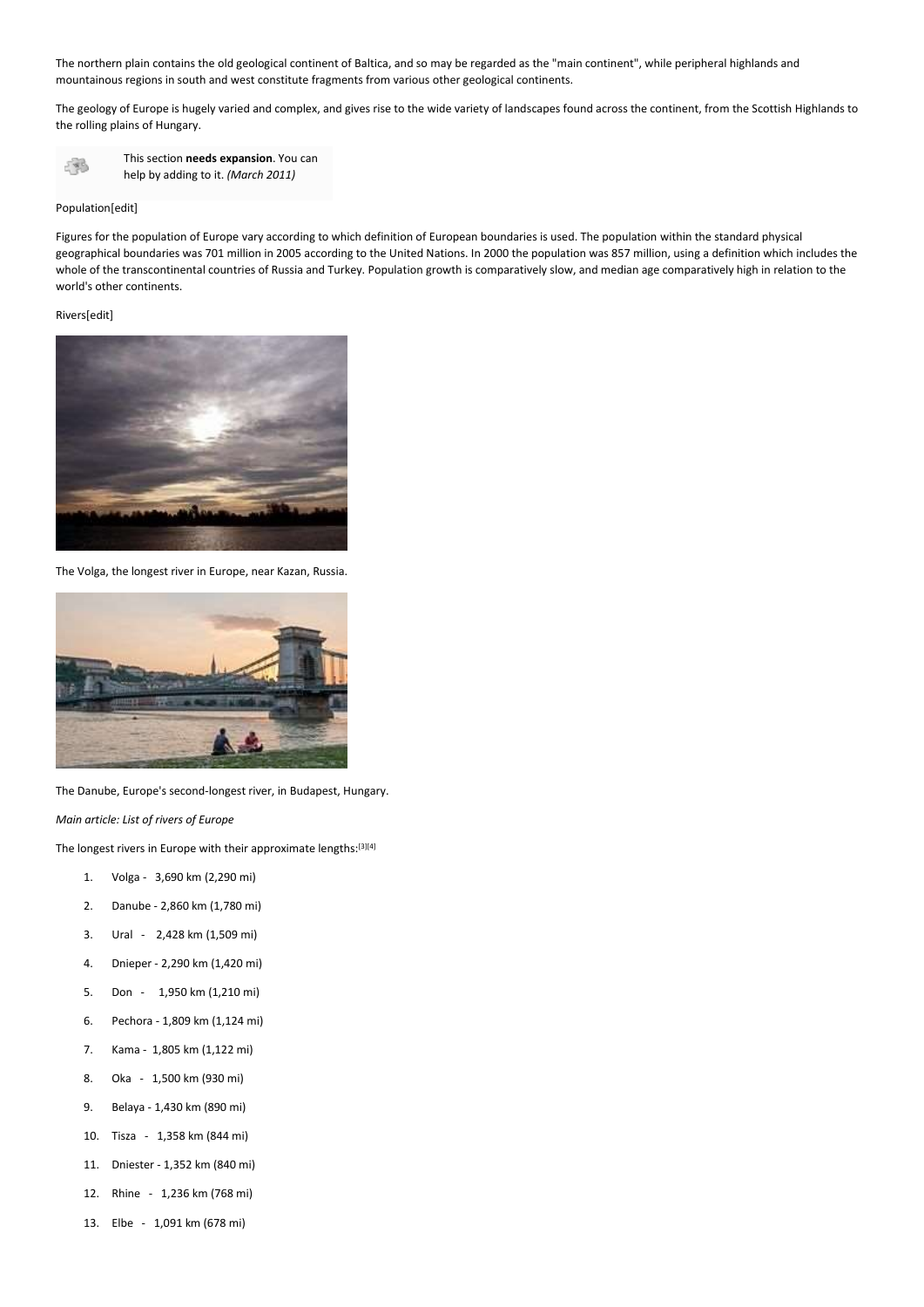The northern plain contains the old geological continent of Baltica, and so may be regarded as the "main continent", while peripheral highlands and mountainous regions in south and west constitute fragments from various other geological continents.

The geology of Europe is hugely varied and complex, and gives rise to the wide variety of landscapes found across the continent, from the Scottish Highlands to the rolling plains of Hungary.

This section **needs expansion**. You can help by adding to it. *(March 2011)*

## Population[edit]

Figures for the population of Europe vary according to which definition of European boundaries is used. The population within the standard physical geographical boundaries was 701 million in 2005 according to the United Nations. In 2000 the population was 857 million, using a definition which includes the whole of the transcontinental countries of Russia and Turkey. Population growth is comparatively slow, and median age comparatively high in relation to the world's other continents.

## Rivers[edit]

The Volga, the longest river in Europe, near Kazan, Russia.

The Danube, Europe's second-longest river, in Budapest, Hungary.

*Main article: List of rivers of Europe*

The longest rivers in Europe with their approximate lengths:[3][4]

1. Volga - 3,690 km (2,290 mi)
2. Danube - 2,860 km (1,780 mi)
3. Ural - 2,428 km (1,509 mi)
4. Dnieper - 2,290 km (1,420 mi)
5. Don - 1,950 km (1,210 mi)
6. Pechora - 1,809 km (1,124 mi)
7. Kama - 1,805 km (1,122 mi)
8. Oka - 1,500 km (930 mi)
9. Belaya - 1,430 km (890 mi)
10. Tisza - 1,358 km (844 mi)
11. Dniester - 1,352 km (840 mi)
12. Rhine - 1,236 km (768 mi)
13. Elbe - 1,091 km (678 mi)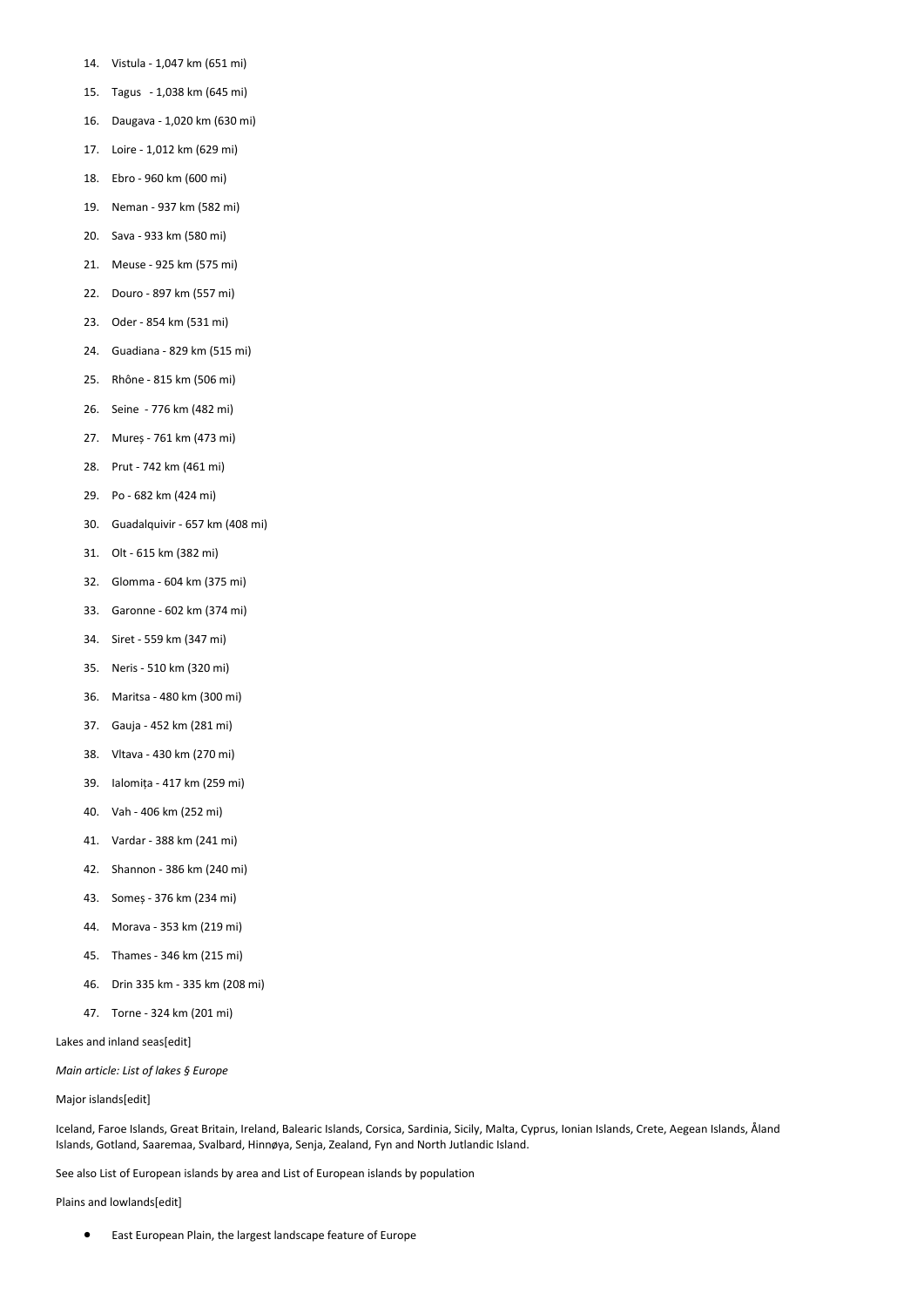14. Vistula - 1,047 km (651 mi)
15. Tagus - 1,038 km (645 mi)
16. Daugava - 1,020 km (630 mi)
17. Loire - 1,012 km (629 mi)
18. Ebro - 960 km (600 mi)
19. Neman - 937 km (582 mi)
20. Sava - 933 km (580 mi)
21. Meuse - 925 km (575 mi)
22. Douro - 897 km (557 mi)
23. Oder - 854 km (531 mi)
24. Guadiana - 829 km (515 mi)
25. Rhône - 815 km (506 mi)
26. Seine - 776 km (482 mi)
27. Mureș - 761 km (473 mi)
28. Prut - 742 km (461 mi)
29. Po - 682 km (424 mi)
30. Guadalquivir - 657 km (408 mi)
31. Olt - 615 km (382 mi)
32. Glomma - 604 km (375 mi)
33. Garonne - 602 km (374 mi)
34. Siret - 559 km (347 mi)
35. Neris - 510 km (320 mi)
36. Maritsa - 480 km (300 mi)
37. Gauja - 452 km (281 mi)
38. Vltava - 430 km (270 mi)
39. Ialomița - 417 km (259 mi)
40. Vah - 406 km (252 mi)
41. Vardar - 388 km (241 mi)
42. Shannon - 386 km (240 mi)
43. Someș - 376 km (234 mi)
44. Morava - 353 km (219 mi)
45. Thames - 346 km (215 mi)
46. Drin 335 km - 335 km (208 mi)
47. Torne - 324 km (201 mi)

Lakes and inland seas[edit]

*Main article: List of lakes § Europe*

Major islands[edit]

Iceland, Faroe Islands, Great Britain, Ireland, Balearic Islands, Corsica, Sardinia, Sicily, Malta, Cyprus, Ionian Islands, Crete, Aegean Islands, Åland Islands, Gotland, Saaremaa, Svalbard, Hinnøya, Senja, Zealand, Fyn and North Jutlandic Island.

See also List of European islands by area and List of European islands by population

Plains and lowlands[edit]

- East European Plain, the largest landscape feature of Europe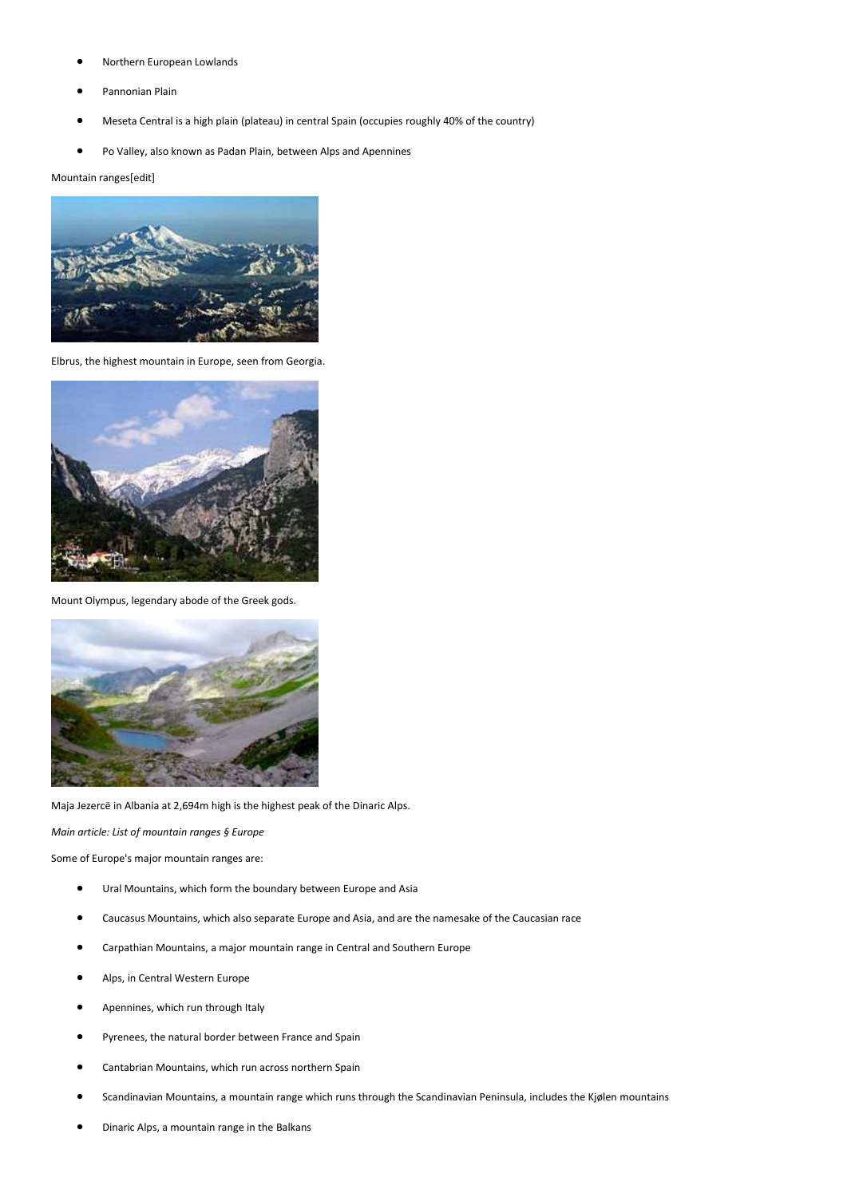- Northern European Lowlands
- Pannonian Plain
- Meseta Central is a high plain (plateau) in central Spain (occupies roughly 40% of the country)
- Po Valley, also known as Padan Plain, between Alps and Apennines

## Mountain ranges[edit]

Elbrus, the highest mountain in Europe, seen from Georgia.

Mount Olympus, legendary abode of the Greek gods.

Maja Jezercë in Albania at 2,694m high is the highest peak of the Dinaric Alps.

*Main article: List of mountain ranges § Europe*

Some of Europe's major mountain ranges are:

- Ural Mountains, which form the boundary between Europe and Asia
- Caucasus Mountains, which also separate Europe and Asia, and are the namesake of the Caucasian race
- Carpathian Mountains, a major mountain range in Central and Southern Europe
- Alps, in Central Western Europe
- Apennines, which run through Italy
- Pyrenees, the natural border between France and Spain
- Cantabrian Mountains, which run across northern Spain
- Scandinavian Mountains, a mountain range which runs through the Scandinavian Peninsula, includes the Kjølen mountains
- Dinaric Alps, a mountain range in the Balkans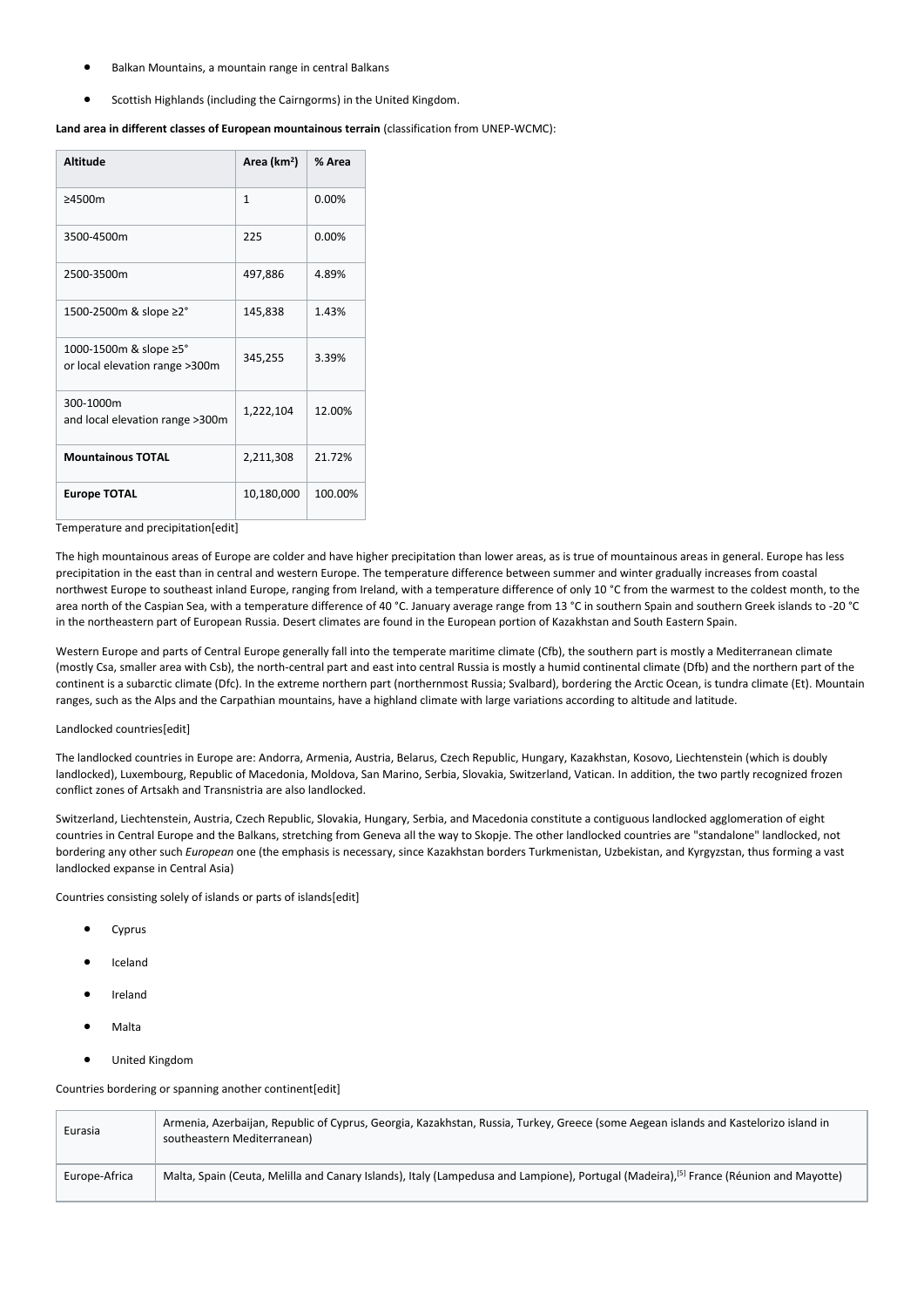- Balkan Mountains, a mountain range in central Balkans
- Scottish Highlands (including the Cairngorms) in the United Kingdom.

**Land area in different classes of European mountainous terrain** (classification from UNEP-WCMC):

| Altitude | Area (km²) | % Area |
|---|---|---|
| ≥4500m | 1 | 0.00% |
| 3500-4500m | 225 | 0.00% |
| 2500-3500m | 497,886 | 4.89% |
| 1500-2500m & slope ≥2° | 145,838 | 1.43% |
| 1000-1500m & slope ≥5° or local elevation range >300m | 345,255 | 3.39% |
| 300-1000m and local elevation range >300m | 1,222,104 | 12.00% |
| **Mountainous TOTAL** | 2,211,308 | 21.72% |
| **Europe TOTAL** | 10,180,000 | 100.00% |

Temperature and precipitation[edit]

The high mountainous areas of Europe are colder and have higher precipitation than lower areas, as is true of mountainous areas in general. Europe has less precipitation in the east than in central and western Europe. The temperature difference between summer and winter gradually increases from coastal northwest Europe to southeast inland Europe, ranging from Ireland, with a temperature difference of only 10 °C from the warmest to the coldest month, to the area north of the Caspian Sea, with a temperature difference of 40 °C. January average range from 13 °C in southern Spain and southern Greek islands to -20 °C in the northeastern part of European Russia. Desert climates are found in the European portion of Kazakhstan and South Eastern Spain.

Western Europe and parts of Central Europe generally fall into the temperate maritime climate (Cfb), the southern part is mostly a Mediterranean climate (mostly Csa, smaller area with Csb), the north-central part and east into central Russia is mostly a humid continental climate (Dfb) and the northern part of the continent is a subarctic climate (Dfc). In the extreme northern part (northernmost Russia; Svalbard), bordering the Arctic Ocean, is tundra climate (Et). Mountain ranges, such as the Alps and the Carpathian mountains, have a highland climate with large variations according to altitude and latitude.

Landlocked countries[edit]

The landlocked countries in Europe are: Andorra, Armenia, Austria, Belarus, Czech Republic, Hungary, Kazakhstan, Kosovo, Liechtenstein (which is doubly landlocked), Luxembourg, Republic of Macedonia, Moldova, San Marino, Serbia, Slovakia, Switzerland, Vatican. In addition, the two partly recognized frozen conflict zones of Artsakh and Transnistria are also landlocked.

Switzerland, Liechtenstein, Austria, Czech Republic, Slovakia, Hungary, Serbia, and Macedonia constitute a contiguous landlocked agglomeration of eight countries in Central Europe and the Balkans, stretching from Geneva all the way to Skopje. The other landlocked countries are "standalone" landlocked, not bordering any other such *European* one (the emphasis is necessary, since Kazakhstan borders Turkmenistan, Uzbekistan, and Kyrgyzstan, thus forming a vast landlocked expanse in Central Asia)

Countries consisting solely of islands or parts of islands[edit]

- Cyprus
- Iceland
- Ireland
- Malta
- United Kingdom

Countries bordering or spanning another continent[edit]

| | |
|---|---|
| Eurasia | Armenia, Azerbaijan, Republic of Cyprus, Georgia, Kazakhstan, Russia, Turkey, Greece (some Aegean islands and Kastelorizo island in southeastern Mediterranean) |
| Europe-Africa | Malta, Spain (Ceuta, Melilla and Canary Islands), Italy (Lampedusa and Lampione), Portugal (Madeira),[5] France (Réunion and Mayotte) |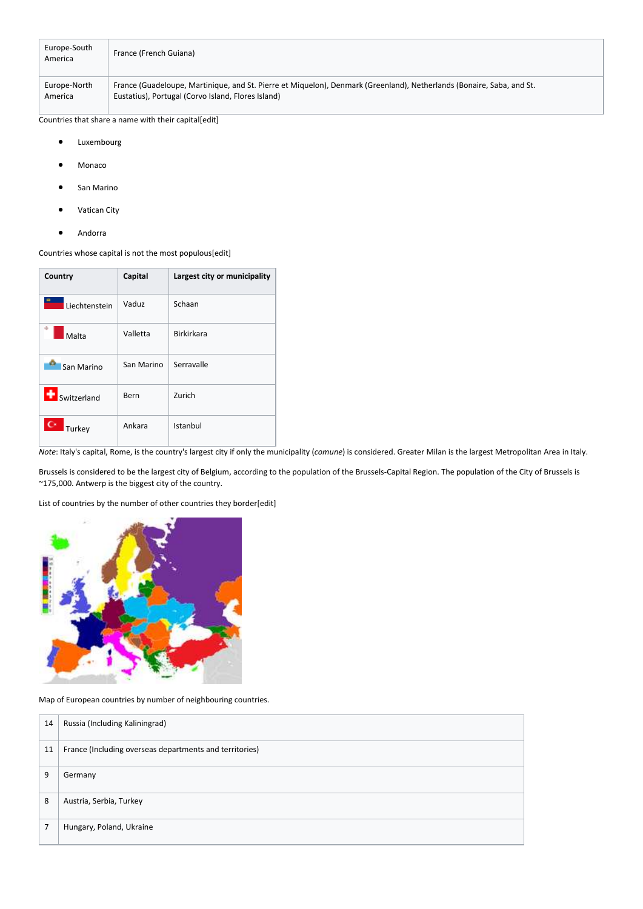| | |
|---|---|
| Europe-South America | France (French Guiana) |
| Europe-North America | France (Guadeloupe, Martinique, and St. Pierre et Miquelon), Denmark (Greenland), Netherlands (Bonaire, Saba, and St. Eustatius), Portugal (Corvo Island, Flores Island) |

Countries that share a name with their capital[edit]

- Luxembourg
- Monaco
- San Marino
- Vatican City
- Andorra

Countries whose capital is not the most populous[edit]

| Country | Capital | Largest city or municipality |
|---|---|---|
| Liechtenstein | Vaduz | Schaan |
| Malta | Valletta | Birkirkara |
| San Marino | San Marino | Serravalle |
| Switzerland | Bern | Zurich |
| Turkey | Ankara | Istanbul |

*Note*: Italy's capital, Rome, is the country's largest city if only the municipality (*comune*) is considered. Greater Milan is the largest Metropolitan Area in Italy.

Brussels is considered to be the largest city of Belgium, according to the population of the Brussels-Capital Region. The population of the City of Brussels is ~175,000. Antwerp is the biggest city of the country.

List of countries by the number of other countries they border[edit]

Map of European countries by number of neighbouring countries.

| | |
|---|---|
| 14 | Russia (Including Kaliningrad) |
| 11 | France (Including overseas departments and territories) |
| 9 | Germany |
| 8 | Austria, Serbia, Turkey |
| 7 | Hungary, Poland, Ukraine |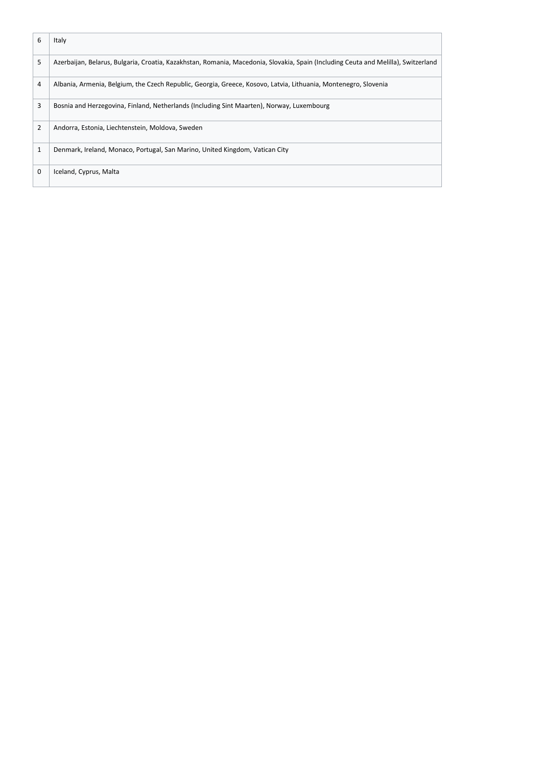| | |
|---|---|
| 6 | Italy |
| 5 | Azerbaijan, Belarus, Bulgaria, Croatia, Kazakhstan, Romania, Macedonia, Slovakia, Spain (Including Ceuta and Melilla), Switzerland |
| 4 | Albania, Armenia, Belgium, the Czech Republic, Georgia, Greece, Kosovo, Latvia, Lithuania, Montenegro, Slovenia |
| 3 | Bosnia and Herzegovina, Finland, Netherlands (Including Sint Maarten), Norway, Luxembourg |
| 2 | Andorra, Estonia, Liechtenstein, Moldova, Sweden |
| 1 | Denmark, Ireland, Monaco, Portugal, San Marino, United Kingdom, Vatican City |
| 0 | Iceland, Cyprus, Malta |